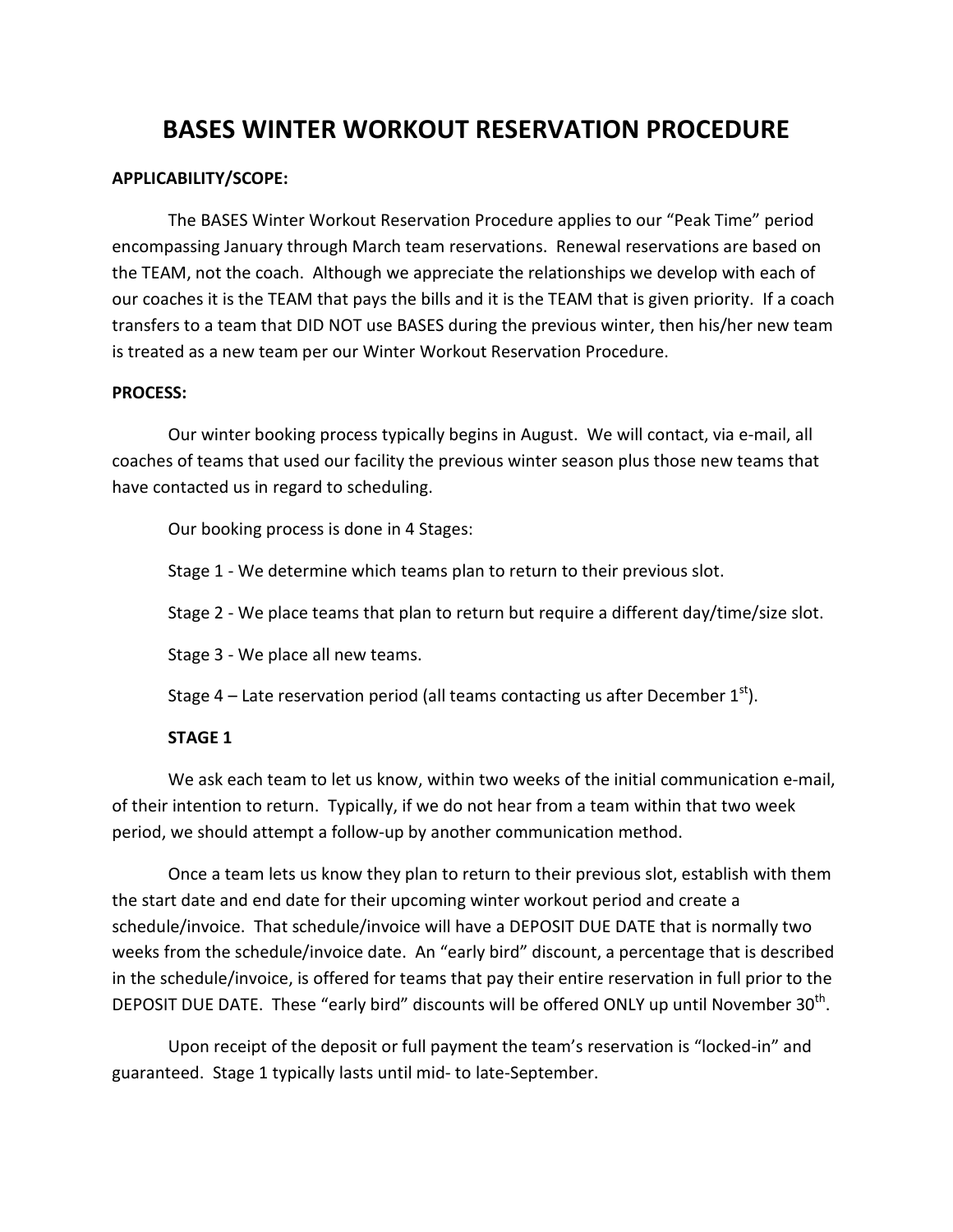# BASES WINTER WORKOUT RESERVATION PROCEDURE

**APPLICABILITY/SCOPE:**

The BASES Winter Workout Reservation Procedure applies to our "Peak Time" period encompassing January through March team reservations. Renewal reservations are based on the TEAM, not the coach. Although we appreciate the relationships we develop with each of our coaches it is the TEAM that pays the bills and it is the TEAM that is given priority. If a coach transfers to a team that DID NOT use BASES during the previous winter, then his/her new team is treated as a new team per our Winter Workout Reservation Procedure.

**PROCESS:**

Our winter booking process typically begins in August. We will contact, via e-mail, all coaches of teams that used our facility the previous winter season plus those new teams that have contacted us in regard to scheduling.

Our booking process is done in 4 Stages:

Stage 1 - We determine which teams plan to return to their previous slot.

Stage 2 - We place teams that plan to return but require a different day/time/size slot.

Stage 3 - We place all new teams.

Stage 4 – Late reservation period (all teams contacting us after December 1st).

**STAGE 1**

We ask each team to let us know, within two weeks of the initial communication e-mail, of their intention to return. Typically, if we do not hear from a team within that two week period, we should attempt a follow-up by another communication method.

Once a team lets us know they plan to return to their previous slot, establish with them the start date and end date for their upcoming winter workout period and create a schedule/invoice. That schedule/invoice will have a DEPOSIT DUE DATE that is normally two weeks from the schedule/invoice date. An "early bird" discount, a percentage that is described in the schedule/invoice, is offered for teams that pay their entire reservation in full prior to the DEPOSIT DUE DATE. These "early bird" discounts will be offered ONLY up until November 30th.

Upon receipt of the deposit or full payment the team's reservation is "locked-in" and guaranteed. Stage 1 typically lasts until mid- to late-September.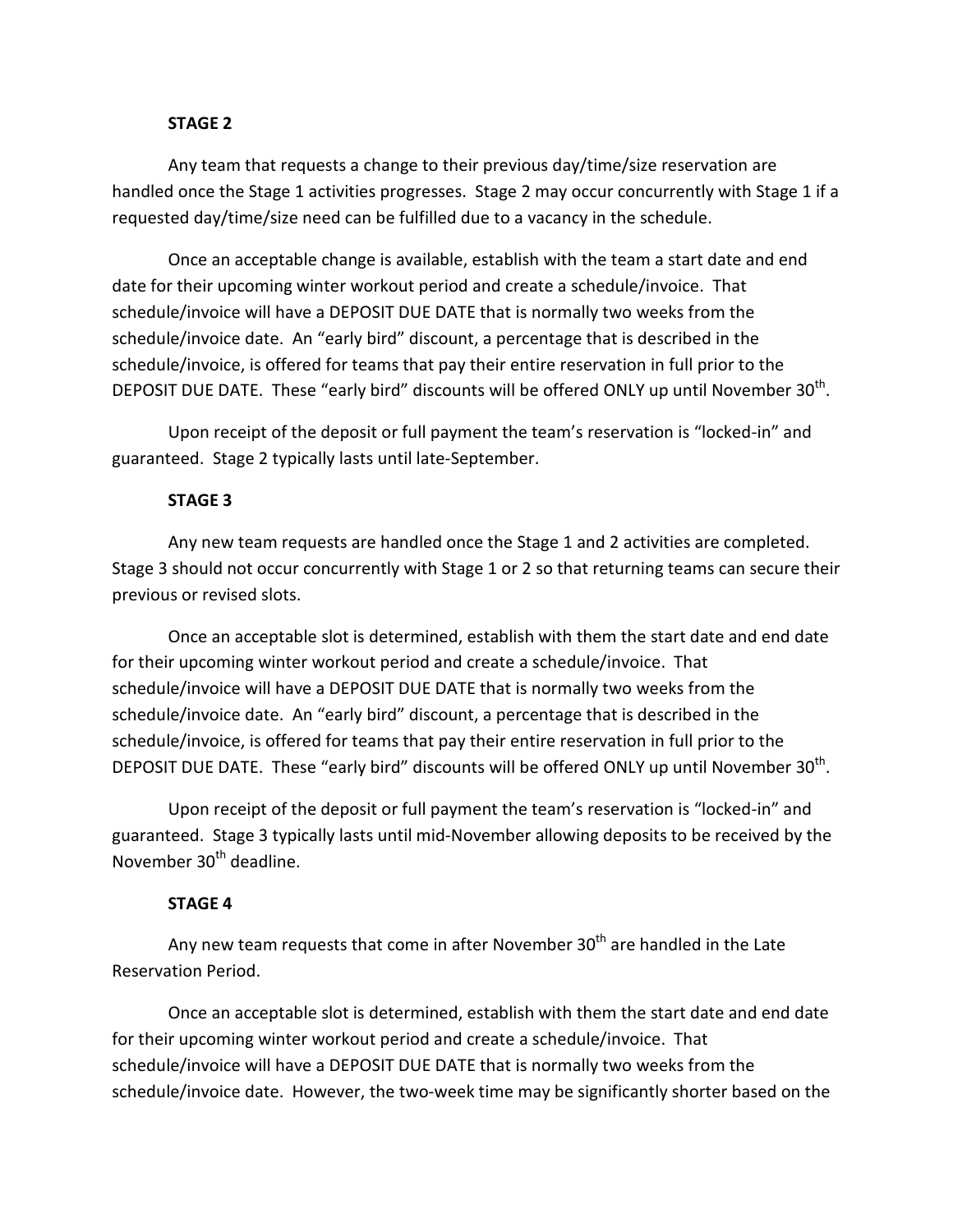**STAGE 2**

Any team that requests a change to their previous day/time/size reservation are handled once the Stage 1 activities progresses. Stage 2 may occur concurrently with Stage 1 if a requested day/time/size need can be fulfilled due to a vacancy in the schedule.

Once an acceptable change is available, establish with the team a start date and end date for their upcoming winter workout period and create a schedule/invoice. That schedule/invoice will have a DEPOSIT DUE DATE that is normally two weeks from the schedule/invoice date. An "early bird" discount, a percentage that is described in the schedule/invoice, is offered for teams that pay their entire reservation in full prior to the DEPOSIT DUE DATE. These "early bird" discounts will be offered ONLY up until November 30th.

Upon receipt of the deposit or full payment the team's reservation is "locked-in" and guaranteed. Stage 2 typically lasts until late-September.

**STAGE 3**

Any new team requests are handled once the Stage 1 and 2 activities are completed. Stage 3 should not occur concurrently with Stage 1 or 2 so that returning teams can secure their previous or revised slots.

Once an acceptable slot is determined, establish with them the start date and end date for their upcoming winter workout period and create a schedule/invoice. That schedule/invoice will have a DEPOSIT DUE DATE that is normally two weeks from the schedule/invoice date. An "early bird" discount, a percentage that is described in the schedule/invoice, is offered for teams that pay their entire reservation in full prior to the DEPOSIT DUE DATE. These "early bird" discounts will be offered ONLY up until November 30th.

Upon receipt of the deposit or full payment the team's reservation is "locked-in" and guaranteed. Stage 3 typically lasts until mid-November allowing deposits to be received by the November 30th deadline.

**STAGE 4**

Any new team requests that come in after November 30th are handled in the Late Reservation Period.

Once an acceptable slot is determined, establish with them the start date and end date for their upcoming winter workout period and create a schedule/invoice. That schedule/invoice will have a DEPOSIT DUE DATE that is normally two weeks from the schedule/invoice date. However, the two-week time may be significantly shorter based on the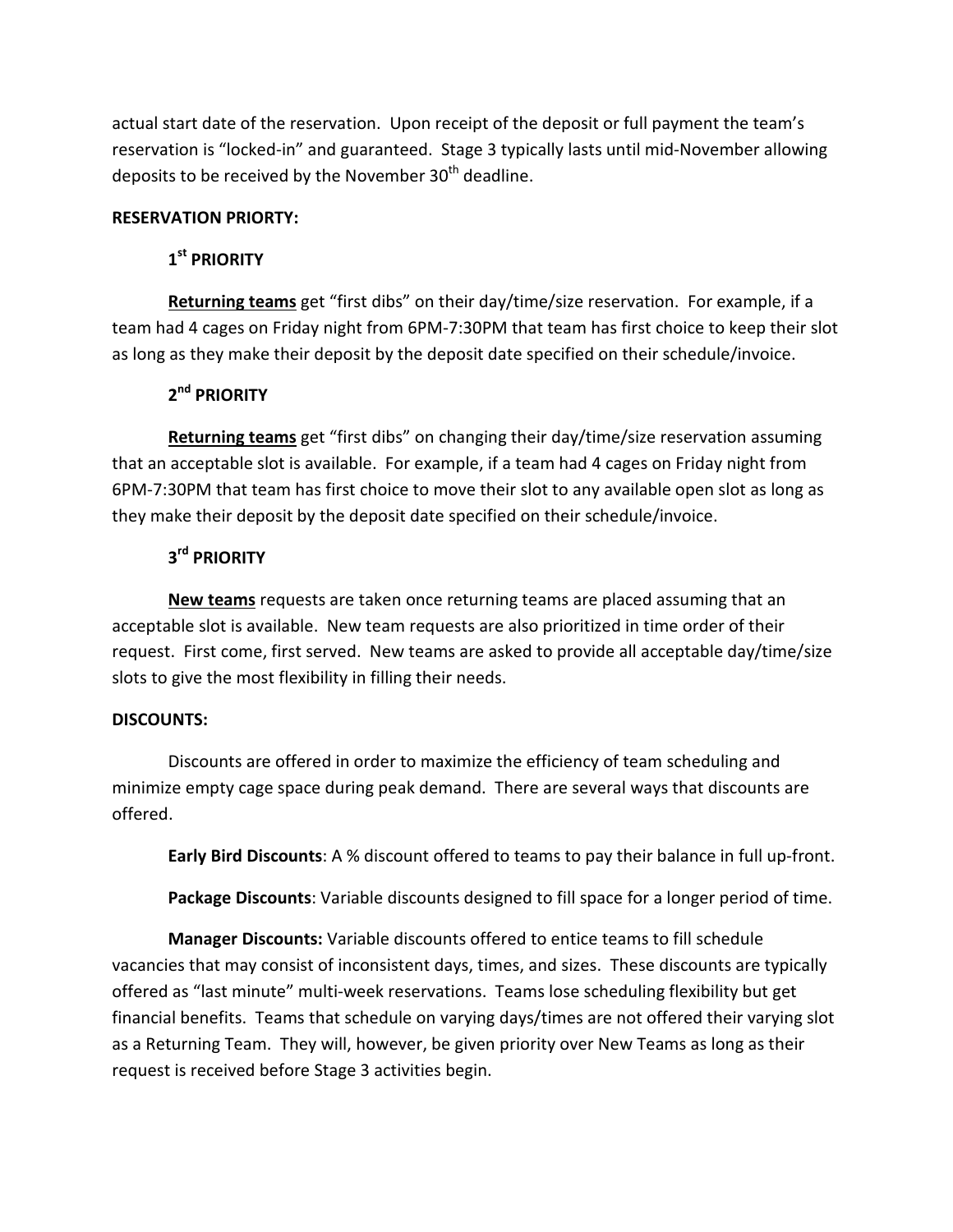actual start date of the reservation. Upon receipt of the deposit or full payment the team's reservation is "locked-in" and guaranteed. Stage 3 typically lasts until mid-November allowing deposits to be received by the November 30th deadline.

**RESERVATION PRIORTY:**

**1st PRIORITY**

**Returning teams** get "first dibs" on their day/time/size reservation. For example, if a team had 4 cages on Friday night from 6PM-7:30PM that team has first choice to keep their slot as long as they make their deposit by the deposit date specified on their schedule/invoice.

**2nd PRIORITY**

**Returning teams** get "first dibs" on changing their day/time/size reservation assuming that an acceptable slot is available. For example, if a team had 4 cages on Friday night from 6PM-7:30PM that team has first choice to move their slot to any available open slot as long as they make their deposit by the deposit date specified on their schedule/invoice.

**3rd PRIORITY**

**New teams** requests are taken once returning teams are placed assuming that an acceptable slot is available. New team requests are also prioritized in time order of their request. First come, first served. New teams are asked to provide all acceptable day/time/size slots to give the most flexibility in filling their needs.

**DISCOUNTS:**

Discounts are offered in order to maximize the efficiency of team scheduling and minimize empty cage space during peak demand. There are several ways that discounts are offered.

**Early Bird Discounts**: A % discount offered to teams to pay their balance in full up-front.

**Package Discounts**: Variable discounts designed to fill space for a longer period of time.

**Manager Discounts:** Variable discounts offered to entice teams to fill schedule vacancies that may consist of inconsistent days, times, and sizes. These discounts are typically offered as "last minute" multi-week reservations. Teams lose scheduling flexibility but get financial benefits. Teams that schedule on varying days/times are not offered their varying slot as a Returning Team. They will, however, be given priority over New Teams as long as their request is received before Stage 3 activities begin.